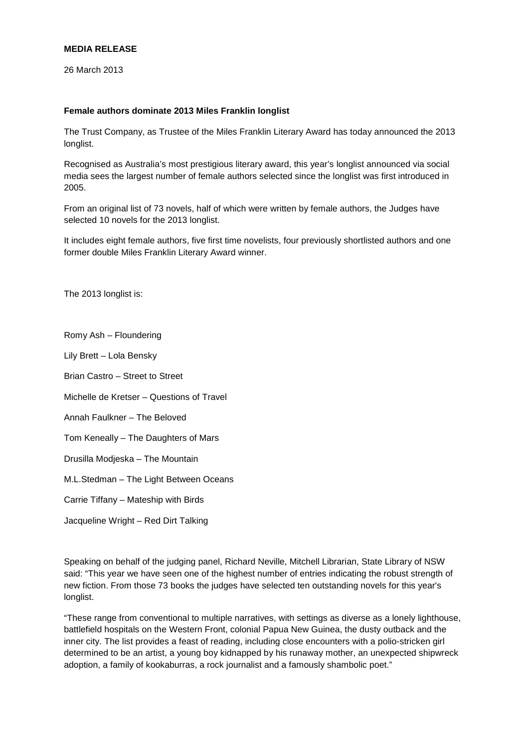**MEDIA RELEASE**

26 March 2013

**Female authors dominate 2013 Miles Franklin longlist**

The Trust Company, as Trustee of the Miles Franklin Literary Award has today announced the 2013 longlist.

Recognised as Australia's most prestigious literary award, this year's longlist announced via social media sees the largest number of female authors selected since the longlist was first introduced in 2005.

From an original list of 73 novels, half of which were written by female authors, the Judges have selected 10 novels for the 2013 longlist.

It includes eight female authors, five first time novelists, four previously shortlisted authors and one former double Miles Franklin Literary Award winner.

The 2013 longlist is:

Romy Ash – Floundering

Lily Brett – Lola Bensky

Brian Castro – Street to Street

Michelle de Kretser – Questions of Travel

Annah Faulkner – The Beloved

Tom Keneally – The Daughters of Mars

Drusilla Modjeska – The Mountain

M.L.Stedman – The Light Between Oceans

Carrie Tiffany – Mateship with Birds

Jacqueline Wright – Red Dirt Talking

Speaking on behalf of the judging panel, Richard Neville, Mitchell Librarian, State Library of NSW said: "This year we have seen one of the highest number of entries indicating the robust strength of new fiction. From those 73 books the judges have selected ten outstanding novels for this year's longlist.

"These range from conventional to multiple narratives, with settings as diverse as a lonely lighthouse, battlefield hospitals on the Western Front, colonial Papua New Guinea, the dusty outback and the inner city. The list provides a feast of reading, including close encounters with a polio-stricken girl determined to be an artist, a young boy kidnapped by his runaway mother, an unexpected shipwreck adoption, a family of kookaburras, a rock journalist and a famously shambolic poet."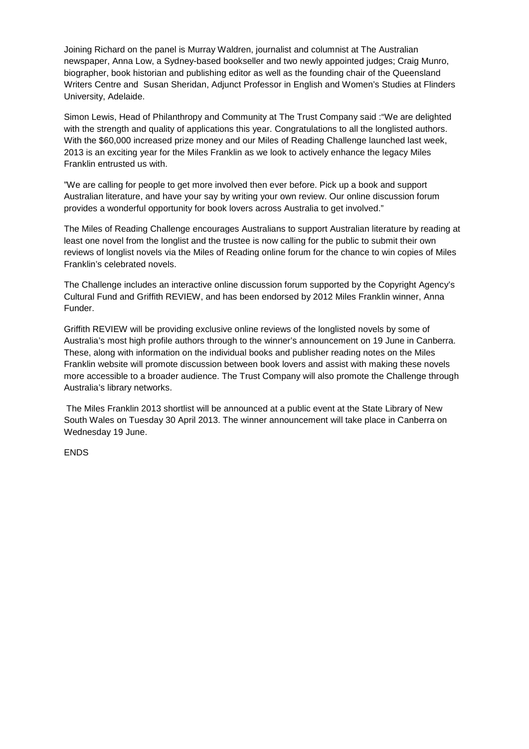Joining Richard on the panel is Murray Waldren, journalist and columnist at The Australian newspaper, Anna Low, a Sydney-based bookseller and two newly appointed judges; Craig Munro, biographer, book historian and publishing editor as well as the founding chair of the Queensland Writers Centre and  Susan Sheridan, Adjunct Professor in English and Women's Studies at Flinders University, Adelaide.

Simon Lewis, Head of Philanthropy and Community at The Trust Company said :"We are delighted with the strength and quality of applications this year. Congratulations to all the longlisted authors. With the $60,000 increased prize money and our Miles of Reading Challenge launched last week, 2013 is an exciting year for the Miles Franklin as we look to actively enhance the legacy Miles Franklin entrusted us with.

"We are calling for people to get more involved then ever before. Pick up a book and support Australian literature, and have your say by writing your own review. Our online discussion forum provides a wonderful opportunity for book lovers across Australia to get involved."

The Miles of Reading Challenge encourages Australians to support Australian literature by reading at least one novel from the longlist and the trustee is now calling for the public to submit their own reviews of longlist novels via the Miles of Reading online forum for the chance to win copies of Miles Franklin's celebrated novels.

The Challenge includes an interactive online discussion forum supported by the Copyright Agency's Cultural Fund and Griffith REVIEW, and has been endorsed by 2012 Miles Franklin winner, Anna Funder.

Griffith REVIEW will be providing exclusive online reviews of the longlisted novels by some of Australia's most high profile authors through to the winner's announcement on 19 June in Canberra. These, along with information on the individual books and publisher reading notes on the Miles Franklin website will promote discussion between book lovers and assist with making these novels more accessible to a broader audience. The Trust Company will also promote the Challenge through Australia's library networks.

The Miles Franklin 2013 shortlist will be announced at a public event at the State Library of New South Wales on Tuesday 30 April 2013. The winner announcement will take place in Canberra on Wednesday 19 June.

ENDS